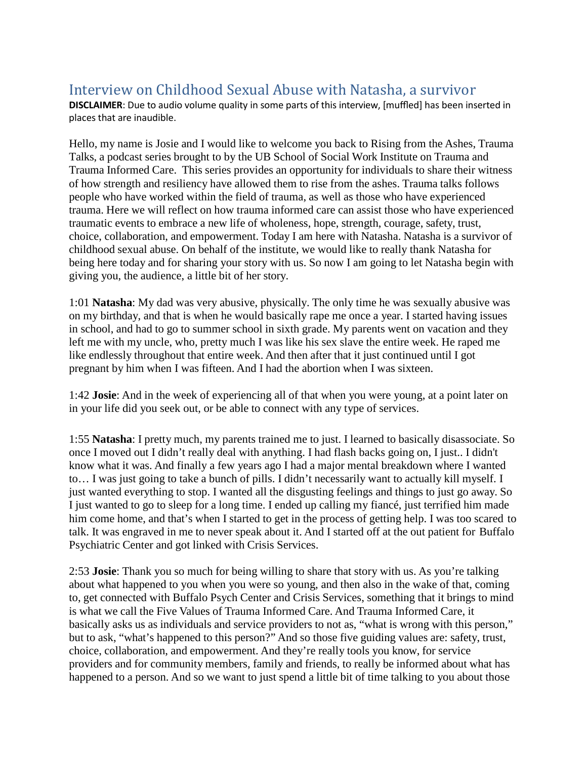# Interview on Childhood Sexual Abuse with Natasha, a survivor

**DISCLAIMER**: Due to audio volume quality in some parts of this interview, [muffled] has been inserted in places that are inaudible.

Hello, my name is Josie and I would like to welcome you back to Rising from the Ashes, Trauma Talks, a podcast series brought to by the UB School of Social Work Institute on Trauma and Trauma Informed Care. This series provides an opportunity for individuals to share their witness of how strength and resiliency have allowed them to rise from the ashes. Trauma talks follows people who have worked within the field of trauma, as well as those who have experienced trauma. Here we will reflect on how trauma informed care can assist those who have experienced traumatic events to embrace a new life of wholeness, hope, strength, courage, safety, trust, choice, collaboration, and empowerment. Today I am here with Natasha. Natasha is a survivor of childhood sexual abuse. On behalf of the institute, we would like to really thank Natasha for being here today and for sharing your story with us. So now I am going to let Natasha begin with giving you, the audience, a little bit of her story.

1:01 **Natasha**: My dad was very abusive, physically. The only time he was sexually abusive was on my birthday, and that is when he would basically rape me once a year. I started having issues in school, and had to go to summer school in sixth grade. My parents went on vacation and they left me with my uncle, who, pretty much I was like his sex slave the entire week. He raped me like endlessly throughout that entire week. And then after that it just continued until I got pregnant by him when I was fifteen. And I had the abortion when I was sixteen.

1:42 **Josie**: And in the week of experiencing all of that when you were young, at a point later on in your life did you seek out, or be able to connect with any type of services.

1:55 **Natasha**: I pretty much, my parents trained me to just. I learned to basically disassociate. So once I moved out I didn't really deal with anything. I had flash backs going on, I just.. I didn't know what it was. And finally a few years ago I had a major mental breakdown where I wanted to… I was just going to take a bunch of pills. I didn't necessarily want to actually kill myself. I just wanted everything to stop. I wanted all the disgusting feelings and things to just go away. So I just wanted to go to sleep for a long time. I ended up calling my fiancé, just terrified him made him come home, and that's when I started to get in the process of getting help. I was too scared to talk. It was engraved in me to never speak about it. And I started off at the out patient for Buffalo Psychiatric Center and got linked with Crisis Services.

2:53 **Josie**: Thank you so much for being willing to share that story with us. As you're talking about what happened to you when you were so young, and then also in the wake of that, coming to, get connected with Buffalo Psych Center and Crisis Services, something that it brings to mind is what we call the Five Values of Trauma Informed Care. And Trauma Informed Care, it basically asks us as individuals and service providers to not as, "what is wrong with this person," but to ask, "what's happened to this person?" And so those five guiding values are: safety, trust, choice, collaboration, and empowerment. And they're really tools you know, for service providers and for community members, family and friends, to really be informed about what has happened to a person. And so we want to just spend a little bit of time talking to you about those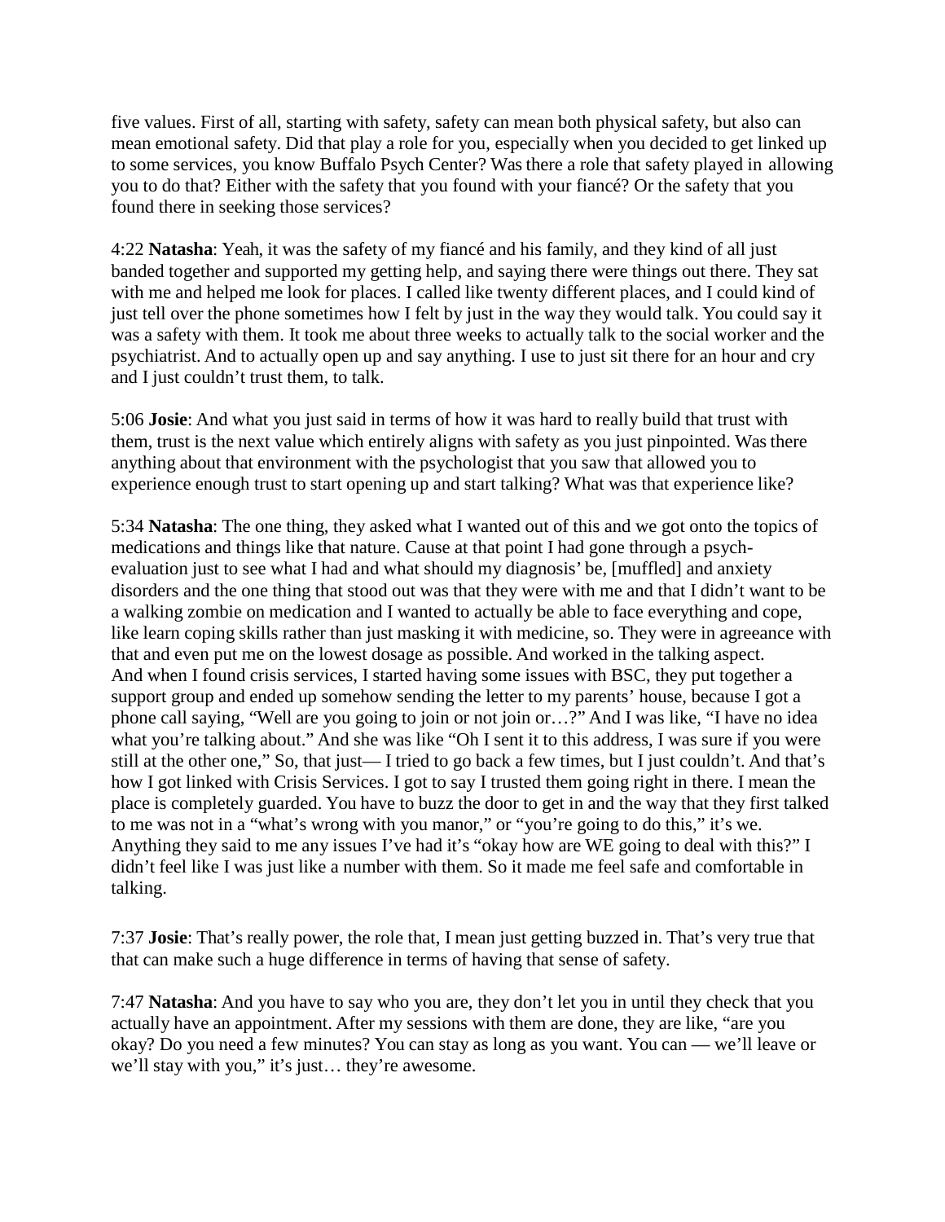five values. First of all, starting with safety, safety can mean both physical safety, but also can mean emotional safety. Did that play a role for you, especially when you decided to get linked up to some services, you know Buffalo Psych Center? Was there a role that safety played in allowing you to do that? Either with the safety that you found with your fiancé? Or the safety that you found there in seeking those services?

4:22 **Natasha**: Yeah, it was the safety of my fiancé and his family, and they kind of all just banded together and supported my getting help, and saying there were things out there. They sat with me and helped me look for places. I called like twenty different places, and I could kind of just tell over the phone sometimes how I felt by just in the way they would talk. You could say it was a safety with them. It took me about three weeks to actually talk to the social worker and the psychiatrist. And to actually open up and say anything. I use to just sit there for an hour and cry and I just couldn't trust them, to talk.

5:06 **Josie**: And what you just said in terms of how it was hard to really build that trust with them, trust is the next value which entirely aligns with safety as you just pinpointed. Was there anything about that environment with the psychologist that you saw that allowed you to experience enough trust to start opening up and start talking? What was that experience like?

5:34 **Natasha**: The one thing, they asked what I wanted out of this and we got onto the topics of medications and things like that nature. Cause at that point I had gone through a psych-evaluation just to see what I had and what should my diagnosis' be, [muffled] and anxiety disorders and the one thing that stood out was that they were with me and that I didn't want to be a walking zombie on medication and I wanted to actually be able to face everything and cope, like learn coping skills rather than just masking it with medicine, so. They were in agreeance with that and even put me on the lowest dosage as possible. And worked in the talking aspect.
And when I found crisis services, I started having some issues with BSC, they put together a support group and ended up somehow sending the letter to my parents' house, because I got a phone call saying, "Well are you going to join or not join or…?" And I was like, "I have no idea what you're talking about." And she was like "Oh I sent it to this address, I was sure if you were still at the other one," So, that just— I tried to go back a few times, but I just couldn't. And that's how I got linked with Crisis Services. I got to say I trusted them going right in there. I mean the place is completely guarded. You have to buzz the door to get in and the way that they first talked to me was not in a "what's wrong with you manor," or "you're going to do this," it's we. Anything they said to me any issues I've had it's "okay how are WE going to deal with this?" I didn't feel like I was just like a number with them. So it made me feel safe and comfortable in talking.

7:37 **Josie**: That's really power, the role that, I mean just getting buzzed in. That's very true that that can make such a huge difference in terms of having that sense of safety.

7:47 **Natasha**: And you have to say who you are, they don't let you in until they check that you actually have an appointment. After my sessions with them are done, they are like, "are you okay? Do you need a few minutes? You can stay as long as you want. You can — we'll leave or we'll stay with you," it's just… they're awesome.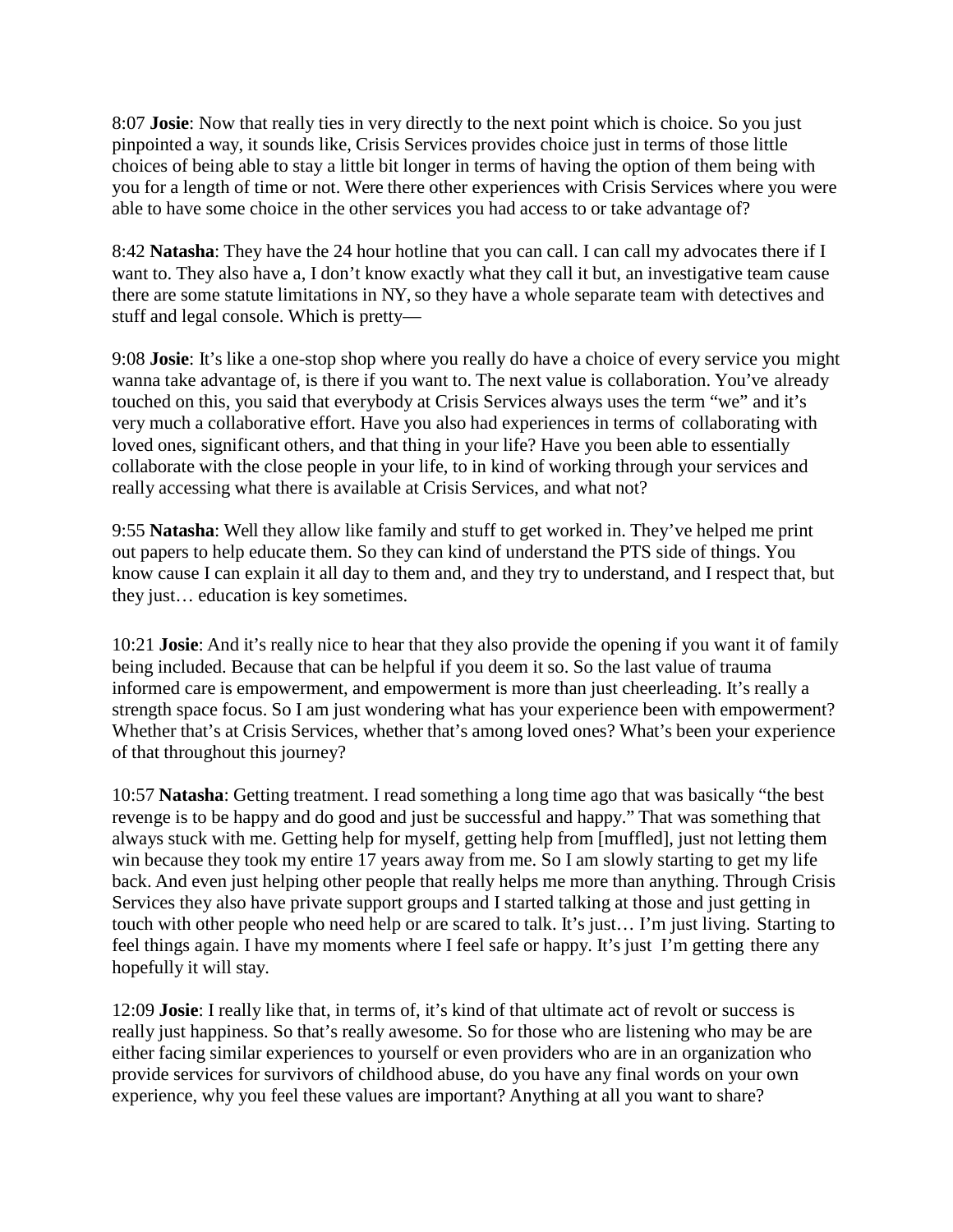8:07 **Josie**: Now that really ties in very directly to the next point which is choice. So you just pinpointed a way, it sounds like, Crisis Services provides choice just in terms of those little choices of being able to stay a little bit longer in terms of having the option of them being with you for a length of time or not. Were there other experiences with Crisis Services where you were able to have some choice in the other services you had access to or take advantage of?

8:42 **Natasha**: They have the 24 hour hotline that you can call. I can call my advocates there if I want to. They also have a, I don't know exactly what they call it but, an investigative team cause there are some statute limitations in NY, so they have a whole separate team with detectives and stuff and legal console. Which is pretty—

9:08 **Josie**: It's like a one-stop shop where you really do have a choice of every service you might wanna take advantage of, is there if you want to. The next value is collaboration. You've already touched on this, you said that everybody at Crisis Services always uses the term "we" and it's very much a collaborative effort. Have you also had experiences in terms of collaborating with loved ones, significant others, and that thing in your life? Have you been able to essentially collaborate with the close people in your life, to in kind of working through your services and really accessing what there is available at Crisis Services, and what not?

9:55 **Natasha**: Well they allow like family and stuff to get worked in. They've helped me print out papers to help educate them. So they can kind of understand the PTS side of things. You know cause I can explain it all day to them and, and they try to understand, and I respect that, but they just… education is key sometimes.

10:21 **Josie**: And it's really nice to hear that they also provide the opening if you want it of family being included. Because that can be helpful if you deem it so. So the last value of trauma informed care is empowerment, and empowerment is more than just cheerleading. It's really a strength space focus. So I am just wondering what has your experience been with empowerment? Whether that's at Crisis Services, whether that's among loved ones? What's been your experience of that throughout this journey?

10:57 **Natasha**: Getting treatment. I read something a long time ago that was basically "the best revenge is to be happy and do good and just be successful and happy." That was something that always stuck with me. Getting help for myself, getting help from [muffled], just not letting them win because they took my entire 17 years away from me. So I am slowly starting to get my life back. And even just helping other people that really helps me more than anything. Through Crisis Services they also have private support groups and I started talking at those and just getting in touch with other people who need help or are scared to talk. It's just… I'm just living. Starting to feel things again. I have my moments where I feel safe or happy. It's just I'm getting there any hopefully it will stay.

12:09 **Josie**: I really like that, in terms of, it's kind of that ultimate act of revolt or success is really just happiness. So that's really awesome. So for those who are listening who may be are either facing similar experiences to yourself or even providers who are in an organization who provide services for survivors of childhood abuse, do you have any final words on your own experience, why you feel these values are important? Anything at all you want to share?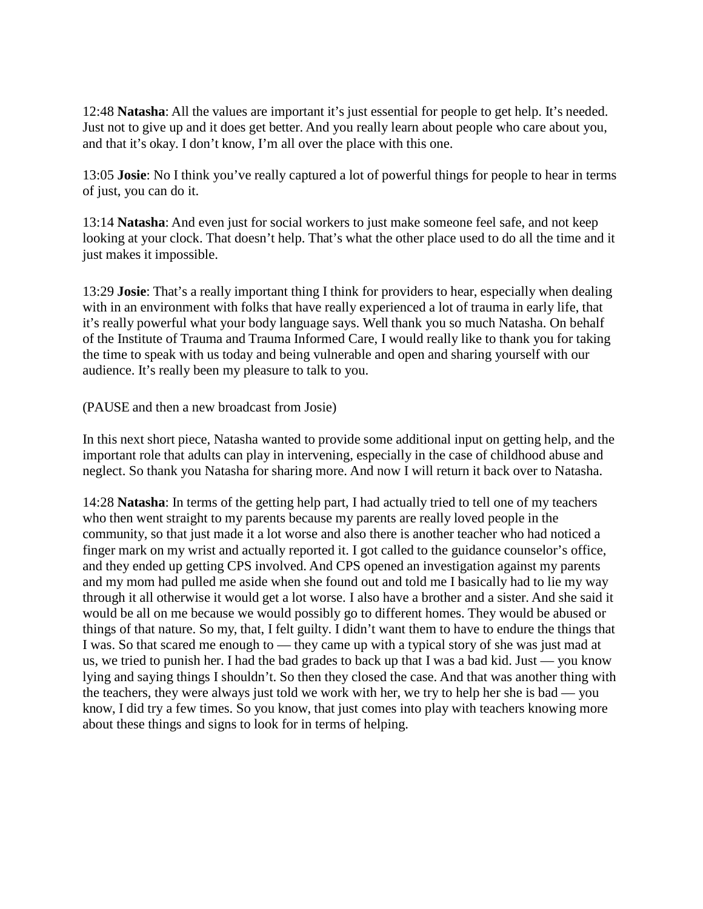12:48 **Natasha**: All the values are important it's just essential for people to get help. It's needed. Just not to give up and it does get better. And you really learn about people who care about you, and that it's okay. I don't know, I'm all over the place with this one.

13:05 **Josie**: No I think you've really captured a lot of powerful things for people to hear in terms of just, you can do it.

13:14 **Natasha**: And even just for social workers to just make someone feel safe, and not keep looking at your clock. That doesn't help. That's what the other place used to do all the time and it just makes it impossible.

13:29 **Josie**: That's a really important thing I think for providers to hear, especially when dealing with in an environment with folks that have really experienced a lot of trauma in early life, that it's really powerful what your body language says. Well thank you so much Natasha. On behalf of the Institute of Trauma and Trauma Informed Care, I would really like to thank you for taking the time to speak with us today and being vulnerable and open and sharing yourself with our audience. It's really been my pleasure to talk to you.

(PAUSE and then a new broadcast from Josie)

In this next short piece, Natasha wanted to provide some additional input on getting help, and the important role that adults can play in intervening, especially in the case of childhood abuse and neglect. So thank you Natasha for sharing more. And now I will return it back over to Natasha.

14:28 **Natasha**: In terms of the getting help part, I had actually tried to tell one of my teachers who then went straight to my parents because my parents are really loved people in the community, so that just made it a lot worse and also there is another teacher who had noticed a finger mark on my wrist and actually reported it. I got called to the guidance counselor's office, and they ended up getting CPS involved. And CPS opened an investigation against my parents and my mom had pulled me aside when she found out and told me I basically had to lie my way through it all otherwise it would get a lot worse. I also have a brother and a sister. And she said it would be all on me because we would possibly go to different homes. They would be abused or things of that nature. So my, that, I felt guilty. I didn't want them to have to endure the things that I was. So that scared me enough to — they came up with a typical story of she was just mad at us, we tried to punish her. I had the bad grades to back up that I was a bad kid. Just — you know lying and saying things I shouldn't. So then they closed the case. And that was another thing with the teachers, they were always just told we work with her, we try to help her she is bad — you know, I did try a few times. So you know, that just comes into play with teachers knowing more about these things and signs to look for in terms of helping.